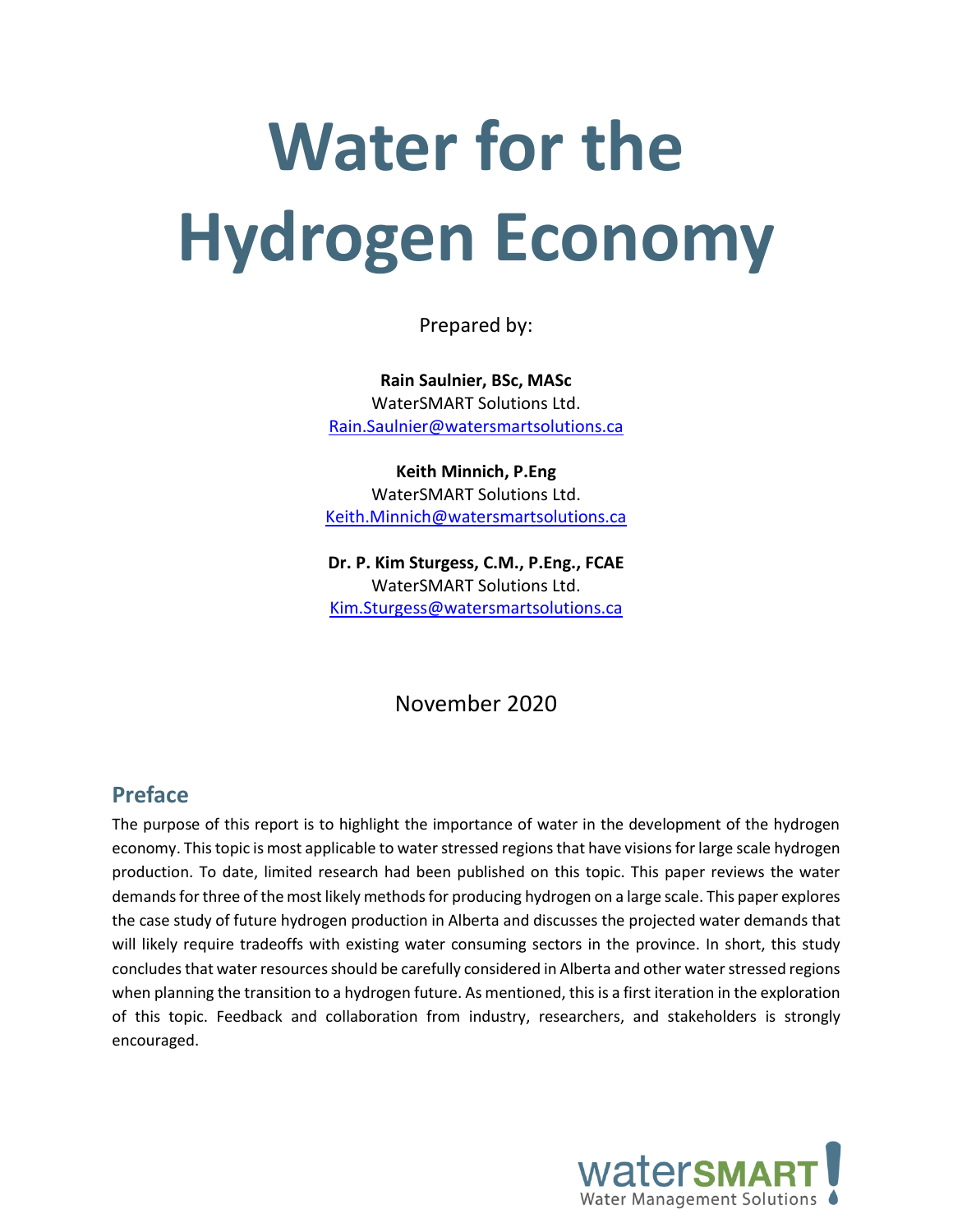# Water for the Hydrogen Economy

Prepared by:

**Rain Saulnier, BSc, MASc**
WaterSMART Solutions Ltd.
Rain.Saulnier@watersmartsolutions.ca

**Keith Minnich, P.Eng**
WaterSMART Solutions Ltd.
Keith.Minnich@watersmartsolutions.ca

**Dr. P. Kim Sturgess, C.M., P.Eng., FCAE**
WaterSMART Solutions Ltd.
Kim.Sturgess@watersmartsolutions.ca

November 2020

## Preface

The purpose of this report is to highlight the importance of water in the development of the hydrogen economy. This topic is most applicable to water stressed regions that have visions for large scale hydrogen production. To date, limited research had been published on this topic. This paper reviews the water demands for three of the most likely methods for producing hydrogen on a large scale. This paper explores the case study of future hydrogen production in Alberta and discusses the projected water demands that will likely require tradeoffs with existing water consuming sectors in the province. In short, this study concludes that water resources should be carefully considered in Alberta and other water stressed regions when planning the transition to a hydrogen future. As mentioned, this is a first iteration in the exploration of this topic. Feedback and collaboration from industry, researchers, and stakeholders is strongly encouraged.

watersmart
Water Management Solutions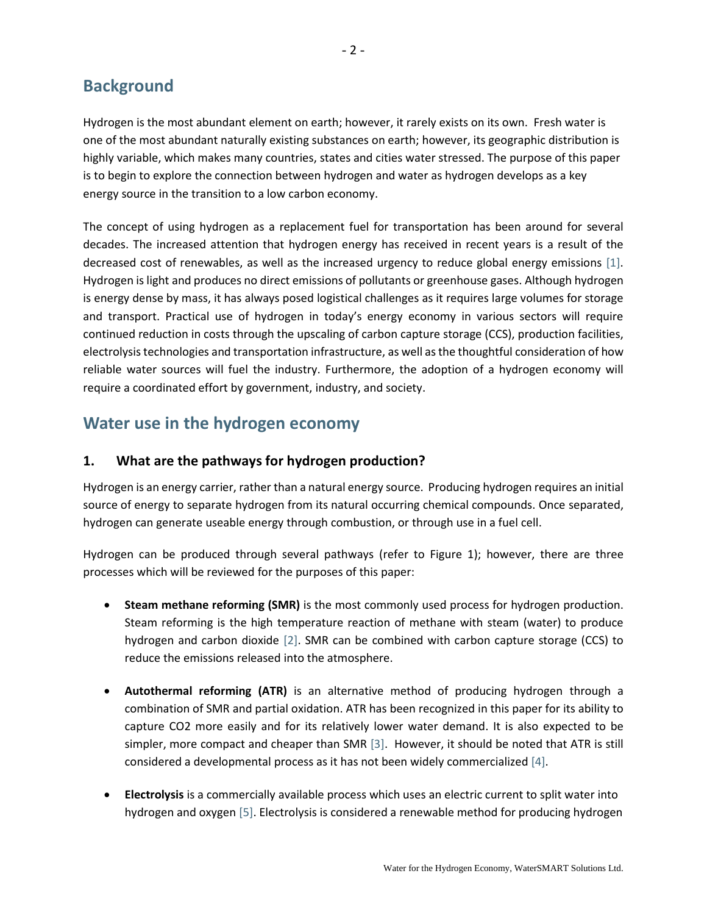## Background

Hydrogen is the most abundant element on earth; however, it rarely exists on its own. Fresh water is one of the most abundant naturally existing substances on earth; however, its geographic distribution is highly variable, which makes many countries, states and cities water stressed. The purpose of this paper is to begin to explore the connection between hydrogen and water as hydrogen develops as a key energy source in the transition to a low carbon economy.

The concept of using hydrogen as a replacement fuel for transportation has been around for several decades. The increased attention that hydrogen energy has received in recent years is a result of the decreased cost of renewables, as well as the increased urgency to reduce global energy emissions [1]. Hydrogen is light and produces no direct emissions of pollutants or greenhouse gases. Although hydrogen is energy dense by mass, it has always posed logistical challenges as it requires large volumes for storage and transport. Practical use of hydrogen in today's energy economy in various sectors will require continued reduction in costs through the upscaling of carbon capture storage (CCS), production facilities, electrolysis technologies and transportation infrastructure, as well as the thoughtful consideration of how reliable water sources will fuel the industry. Furthermore, the adoption of a hydrogen economy will require a coordinated effort by government, industry, and society.

## Water use in the hydrogen economy

### 1. What are the pathways for hydrogen production?

Hydrogen is an energy carrier, rather than a natural energy source. Producing hydrogen requires an initial source of energy to separate hydrogen from its natural occurring chemical compounds. Once separated, hydrogen can generate useable energy through combustion, or through use in a fuel cell.

Hydrogen can be produced through several pathways (refer to Figure 1); however, there are three processes which will be reviewed for the purposes of this paper:

- **Steam methane reforming (SMR)** is the most commonly used process for hydrogen production. Steam reforming is the high temperature reaction of methane with steam (water) to produce hydrogen and carbon dioxide [2]. SMR can be combined with carbon capture storage (CCS) to reduce the emissions released into the atmosphere.

- **Autothermal reforming (ATR)** is an alternative method of producing hydrogen through a combination of SMR and partial oxidation. ATR has been recognized in this paper for its ability to capture $CO_2$ more easily and for its relatively lower water demand. It is also expected to be simpler, more compact and cheaper than SMR [3]. However, it should be noted that ATR is still considered a developmental process as it has not been widely commercialized [4].

- **Electrolysis** is a commercially available process which uses an electric current to split water into hydrogen and oxygen [5]. Electrolysis is considered a renewable method for producing hydrogen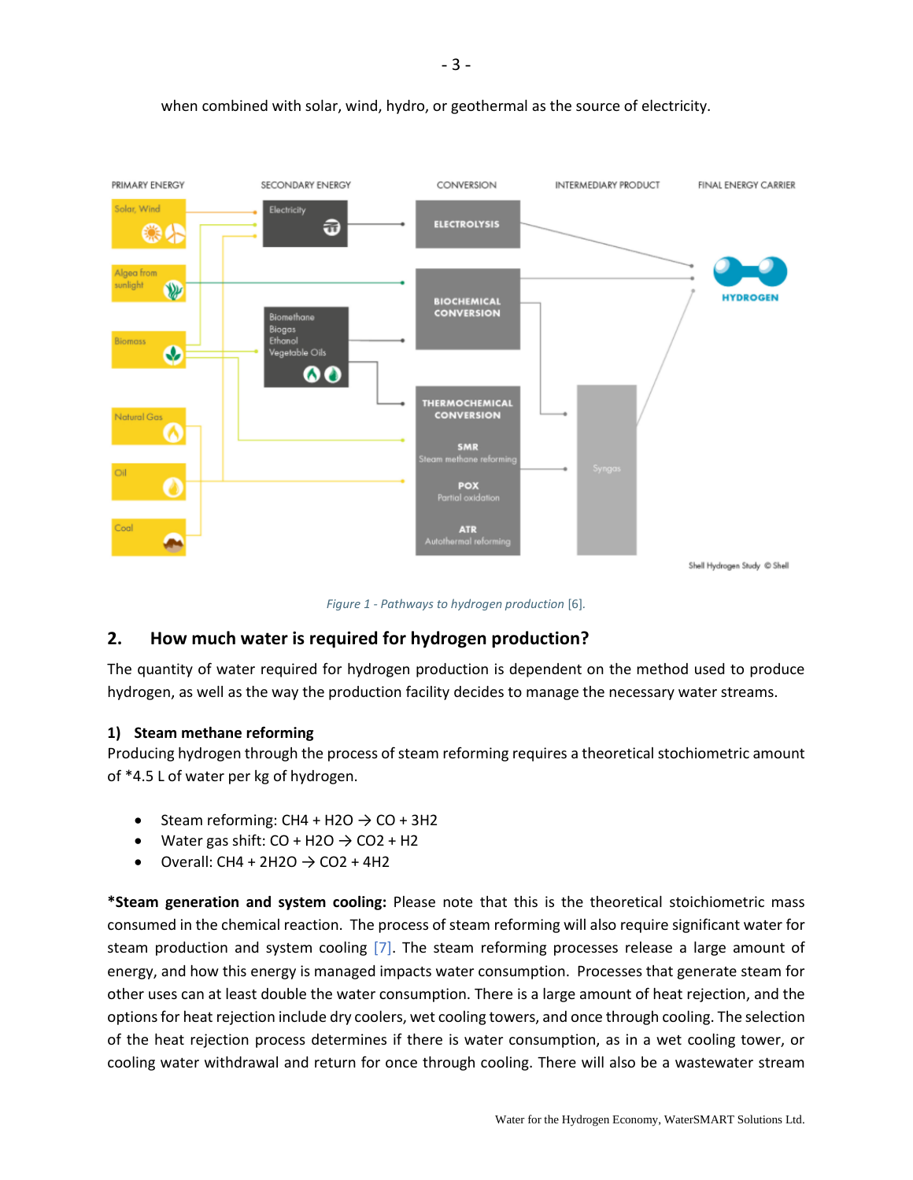when combined with solar, wind, hydro, or geothermal as the source of electricity.

*Figure 1 - Pathways to hydrogen production* [6].

## 2. How much water is required for hydrogen production?

The quantity of water required for hydrogen production is dependent on the method used to produce hydrogen, as well as the way the production facility decides to manage the necessary water streams.

### 1) Steam methane reforming

Producing hydrogen through the process of steam reforming requires a theoretical stochiometric amount of *4.5 L of water per kg of hydrogen.

- Steam reforming: $CH_4 + H_2O \rightarrow CO + 3H_2$
- Water gas shift: $CO + H_2O \rightarrow CO_2 + H_2$
- Overall: $CH_4 + 2H_2O \rightarrow CO_2 + 4H_2$

**\*Steam generation and system cooling:** Please note that this is the theoretical stoichiometric mass consumed in the chemical reaction. The process of steam reforming will also require significant water for steam production and system cooling [7]. The steam reforming processes release a large amount of energy, and how this energy is managed impacts water consumption. Processes that generate steam for other uses can at least double the water consumption. There is a large amount of heat rejection, and the options for heat rejection include dry coolers, wet cooling towers, and once through cooling. The selection of the heat rejection process determines if there is water consumption, as in a wet cooling tower, or cooling water withdrawal and return for once through cooling. There will also be a wastewater stream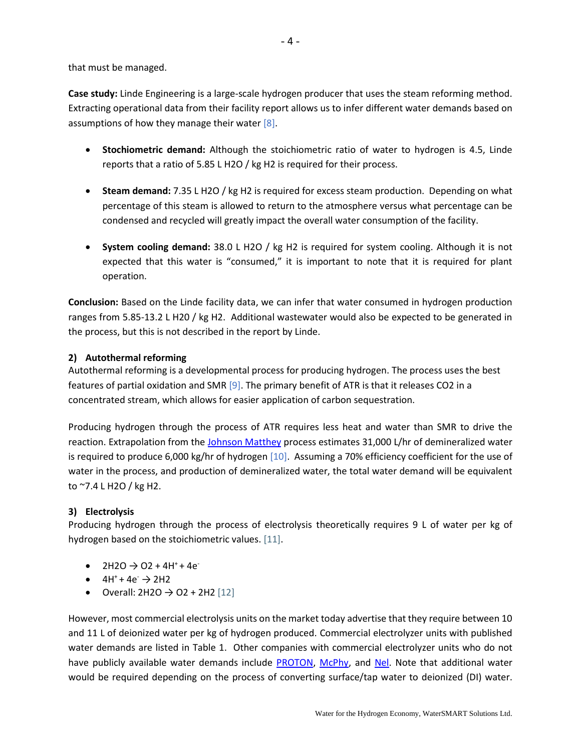that must be managed.

**Case study:** Linde Engineering is a large-scale hydrogen producer that uses the steam reforming method. Extracting operational data from their facility report allows us to infer different water demands based on assumptions of how they manage their water [8].

- **Stochiometric demand:** Although the stoichiometric ratio of water to hydrogen is 4.5, Linde reports that a ratio of 5.85 L $H_2O$ / kg $H_2$ is required for their process.
- **Steam demand:** 7.35 L $H_2O$ / kg $H_2$ is required for excess steam production. Depending on what percentage of this steam is allowed to return to the atmosphere versus what percentage can be condensed and recycled will greatly impact the overall water consumption of the facility.
- **System cooling demand:** 38.0 L $H_2O$ / kg $H_2$ is required for system cooling. Although it is not expected that this water is "consumed," it is important to note that it is required for plant operation.

**Conclusion:** Based on the Linde facility data, we can infer that water consumed in hydrogen production ranges from 5.85-13.2 L $H_20$ / kg $H_2$. Additional wastewater would also be expected to be generated in the process, but this is not described in the report by Linde.

### 2) Autothermal reforming

Autothermal reforming is a developmental process for producing hydrogen. The process uses the best features of partial oxidation and SMR [9]. The primary benefit of ATR is that it releases $CO_2$ in a concentrated stream, which allows for easier application of carbon sequestration.

Producing hydrogen through the process of ATR requires less heat and water than SMR to drive the reaction. Extrapolation from the Johnson Matthey process estimates 31,000 L/hr of demineralized water is required to produce 6,000 kg/hr of hydrogen [10]. Assuming a 70% efficiency coefficient for the use of water in the process, and production of demineralized water, the total water demand will be equivalent to ~7.4 L $H_2O$ / kg $H_2$.

### 3) Electrolysis

Producing hydrogen through the process of electrolysis theoretically requires 9 L of water per kg of hydrogen based on the stoichiometric values. [11].

- $2H_2O \rightarrow O_2 + 4H^+ + 4e^-$
- $4H^+ + 4e^- \rightarrow 2H_2$
- Overall: $2H_2O \rightarrow O_2 + 2H_2$ [12]

However, most commercial electrolysis units on the market today advertise that they require between 10 and 11 L of deionized water per kg of hydrogen produced. Commercial electrolyzer units with published water demands are listed in Table 1. Other companies with commercial electrolyzer units who do not have publicly available water demands include PROTON, McPhy, and Nel. Note that additional water would be required depending on the process of converting surface/tap water to deionized (DI) water.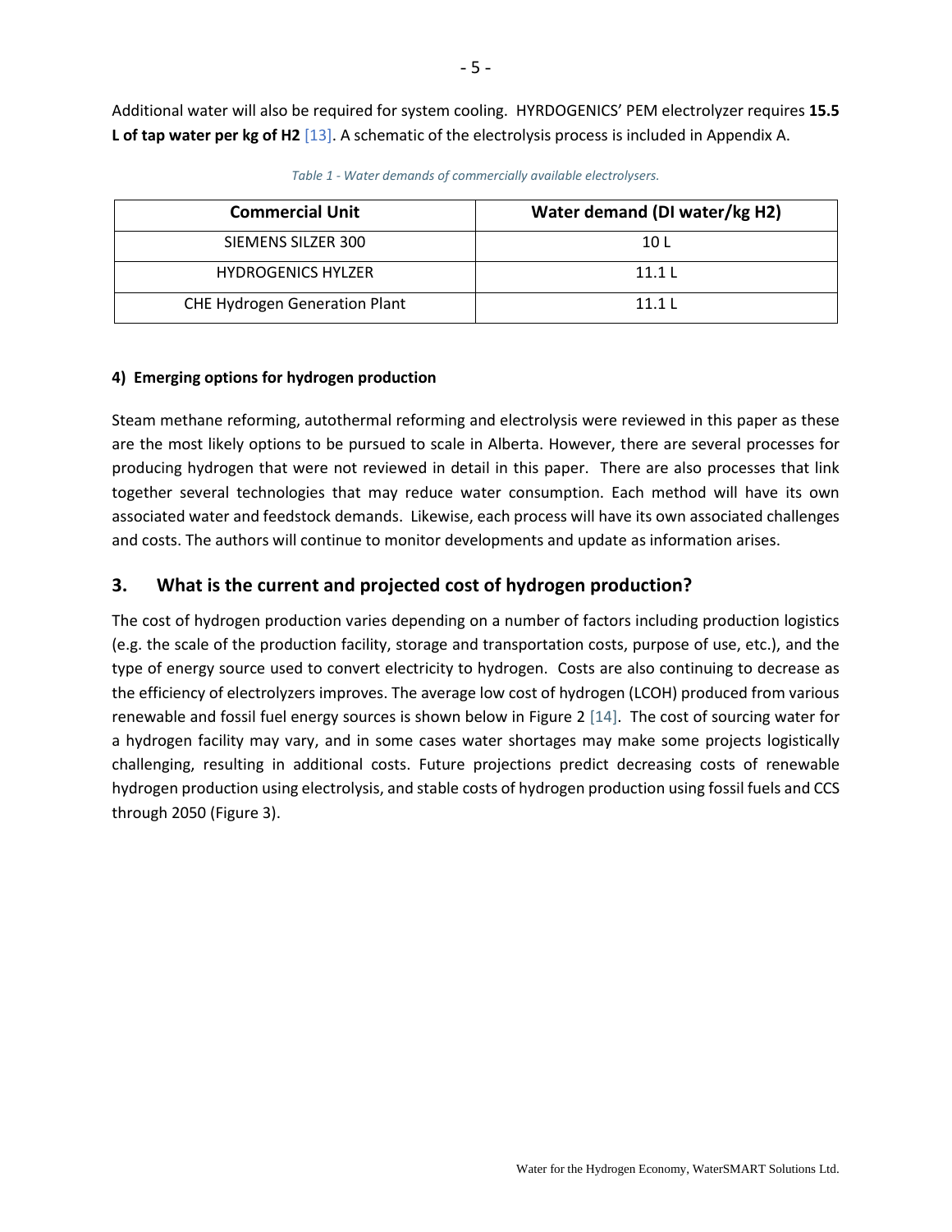Additional water will also be required for system cooling. HYRDOGENICS' PEM electrolyzer requires **15.5 L of tap water per kg of H2** [13]. A schematic of the electrolysis process is included in Appendix A.

*Table 1 - Water demands of commercially available electrolysers.*

| Commercial Unit | Water demand (DI water/kg H2) |
|---|---|
| SIEMENS SILZER 300 | 10 L |
| HYDROGENICS HYLZER | 11.1 L |
| CHE Hydrogen Generation Plant | 11.1 L |

**4) Emerging options for hydrogen production**

Steam methane reforming, autothermal reforming and electrolysis were reviewed in this paper as these are the most likely options to be pursued to scale in Alberta. However, there are several processes for producing hydrogen that were not reviewed in detail in this paper. There are also processes that link together several technologies that may reduce water consumption. Each method will have its own associated water and feedstock demands. Likewise, each process will have its own associated challenges and costs. The authors will continue to monitor developments and update as information arises.

## 3. What is the current and projected cost of hydrogen production?

The cost of hydrogen production varies depending on a number of factors including production logistics (e.g. the scale of the production facility, storage and transportation costs, purpose of use, etc.), and the type of energy source used to convert electricity to hydrogen. Costs are also continuing to decrease as the efficiency of electrolyzers improves. The average low cost of hydrogen (LCOH) produced from various renewable and fossil fuel energy sources is shown below in Figure 2 [14]. The cost of sourcing water for a hydrogen facility may vary, and in some cases water shortages may make some projects logistically challenging, resulting in additional costs. Future projections predict decreasing costs of renewable hydrogen production using electrolysis, and stable costs of hydrogen production using fossil fuels and CCS through 2050 (Figure 3).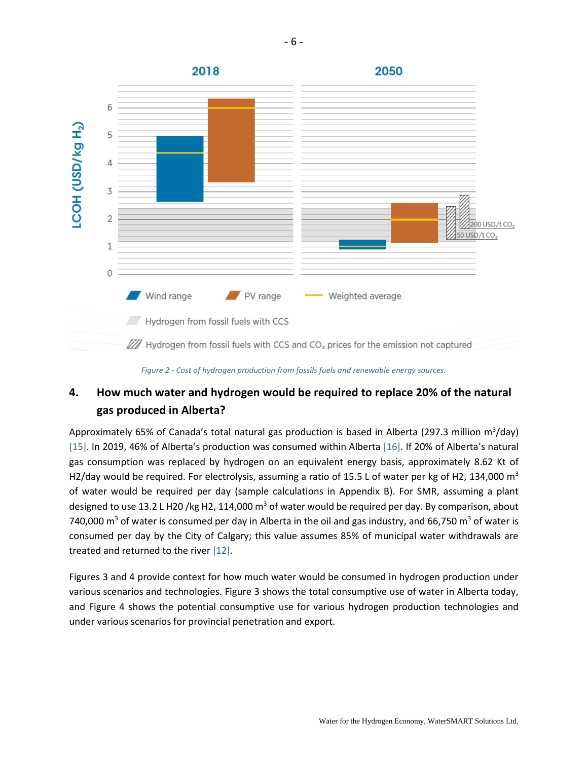*Figure 2 - Cost of hydrogen production from fossils fuels and renewable energy sources.*

## 4. How much water and hydrogen would be required to replace 20% of the natural gas produced in Alberta?

Approximately 65% of Canada's total natural gas production is based in Alberta (297.3 million $m^3$/day) [15]. In 2019, 46% of Alberta's production was consumed within Alberta [16]. If 20% of Alberta's natural gas consumption was replaced by hydrogen on an equivalent energy basis, approximately 8.62 Kt of H2/day would be required. For electrolysis, assuming a ratio of 15.5 L of water per kg of H2, 134,000 $m^3$ of water would be required per day (sample calculations in Appendix B). For SMR, assuming a plant designed to use 13.2 L H20 /kg H2, 114,000 $m^3$ of water would be required per day. By comparison, about 740,000 $m^3$ of water is consumed per day in Alberta in the oil and gas industry, and 66,750 $m^3$ of water is consumed per day by the City of Calgary; this value assumes 85% of municipal water withdrawals are treated and returned to the river [12].

Figures 3 and 4 provide context for how much water would be consumed in hydrogen production under various scenarios and technologies. Figure 3 shows the total consumptive use of water in Alberta today, and Figure 4 shows the potential consumptive use for various hydrogen production technologies and under various scenarios for provincial penetration and export.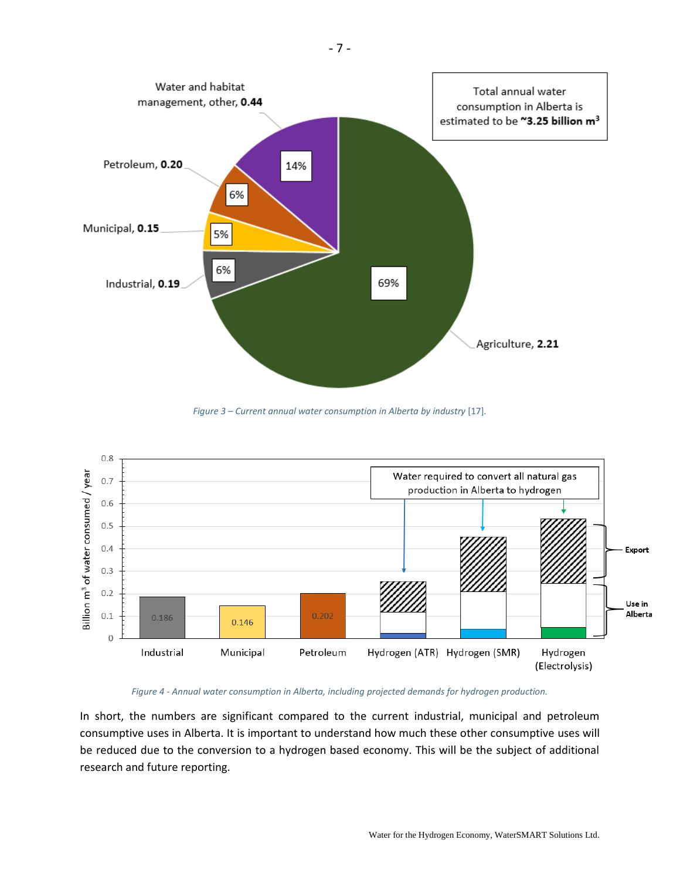Figure 3 – Current annual water consumption in Alberta by industry [17].

Figure 4 - Annual water consumption in Alberta, including projected demands for hydrogen production.

In short, the numbers are significant compared to the current industrial, municipal and petroleum consumptive uses in Alberta. It is important to understand how much these other consumptive uses will be reduced due to the conversion to a hydrogen based economy. This will be the subject of additional research and future reporting.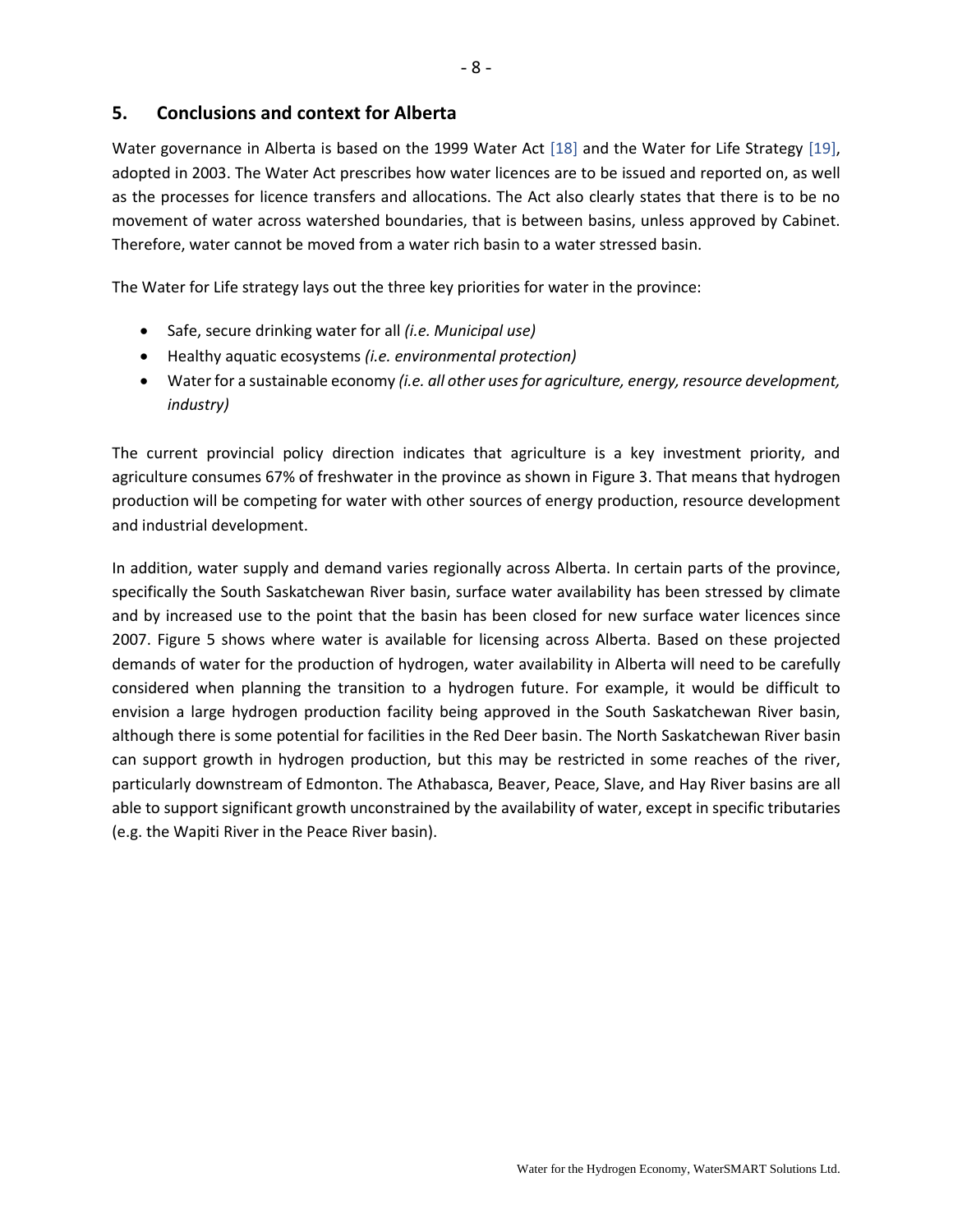## 5. Conclusions and context for Alberta

Water governance in Alberta is based on the 1999 Water Act [18] and the Water for Life Strategy [19], adopted in 2003. The Water Act prescribes how water licences are to be issued and reported on, as well as the processes for licence transfers and allocations. The Act also clearly states that there is to be no movement of water across watershed boundaries, that is between basins, unless approved by Cabinet. Therefore, water cannot be moved from a water rich basin to a water stressed basin.

The Water for Life strategy lays out the three key priorities for water in the province:

- Safe, secure drinking water for all *(i.e. Municipal use)*
- Healthy aquatic ecosystems *(i.e. environmental protection)*
- Water for a sustainable economy *(i.e. all other uses for agriculture, energy, resource development, industry)*

The current provincial policy direction indicates that agriculture is a key investment priority, and agriculture consumes 67% of freshwater in the province as shown in Figure 3. That means that hydrogen production will be competing for water with other sources of energy production, resource development and industrial development.

In addition, water supply and demand varies regionally across Alberta. In certain parts of the province, specifically the South Saskatchewan River basin, surface water availability has been stressed by climate and by increased use to the point that the basin has been closed for new surface water licences since 2007. Figure 5 shows where water is available for licensing across Alberta. Based on these projected demands of water for the production of hydrogen, water availability in Alberta will need to be carefully considered when planning the transition to a hydrogen future. For example, it would be difficult to envision a large hydrogen production facility being approved in the South Saskatchewan River basin, although there is some potential for facilities in the Red Deer basin. The North Saskatchewan River basin can support growth in hydrogen production, but this may be restricted in some reaches of the river, particularly downstream of Edmonton. The Athabasca, Beaver, Peace, Slave, and Hay River basins are all able to support significant growth unconstrained by the availability of water, except in specific tributaries (e.g. the Wapiti River in the Peace River basin).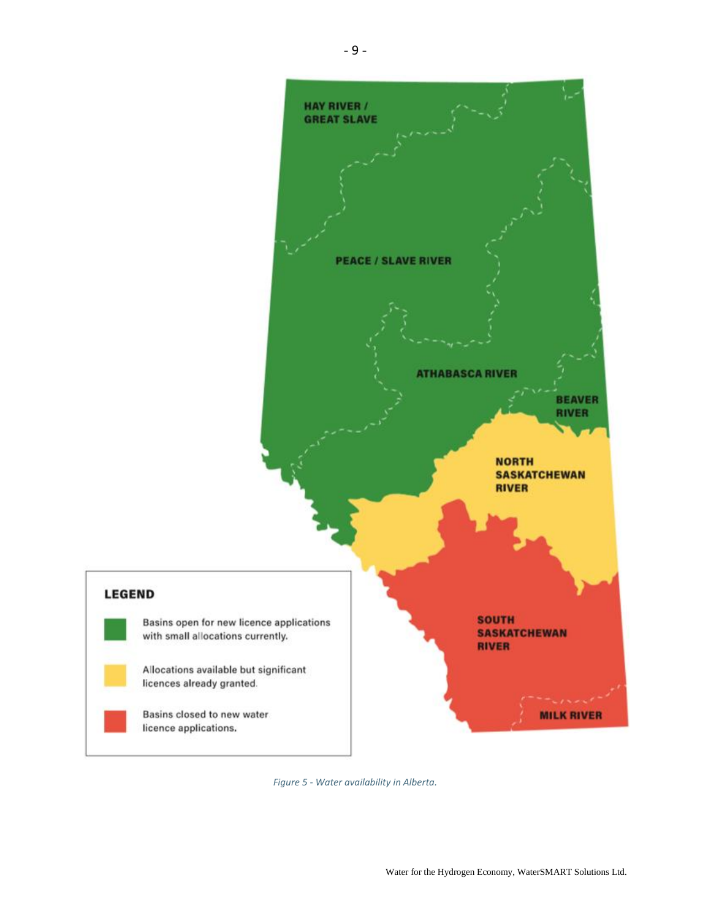HAY RIVER / GREAT SLAVE

PEACE / SLAVE RIVER

ATHABASCA RIVER

BEAVER RIVER

NORTH SASKATCHEWAN RIVER

SOUTH SASKATCHEWAN RIVER

MILK RIVER

**LEGEND**

- Basins open for new licence applications with small allocations currently.
- Allocations available but significant licences already granted.
- Basins closed to new water licence applications.

*Figure 5 - Water availability in Alberta.*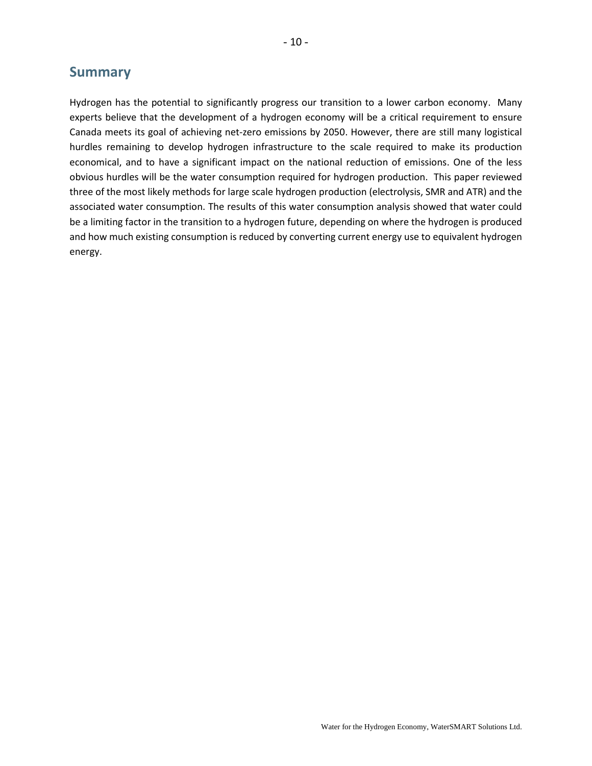## Summary

Hydrogen has the potential to significantly progress our transition to a lower carbon economy. Many experts believe that the development of a hydrogen economy will be a critical requirement to ensure Canada meets its goal of achieving net-zero emissions by 2050. However, there are still many logistical hurdles remaining to develop hydrogen infrastructure to the scale required to make its production economical, and to have a significant impact on the national reduction of emissions. One of the less obvious hurdles will be the water consumption required for hydrogen production. This paper reviewed three of the most likely methods for large scale hydrogen production (electrolysis, SMR and ATR) and the associated water consumption. The results of this water consumption analysis showed that water could be a limiting factor in the transition to a hydrogen future, depending on where the hydrogen is produced and how much existing consumption is reduced by converting current energy use to equivalent hydrogen energy.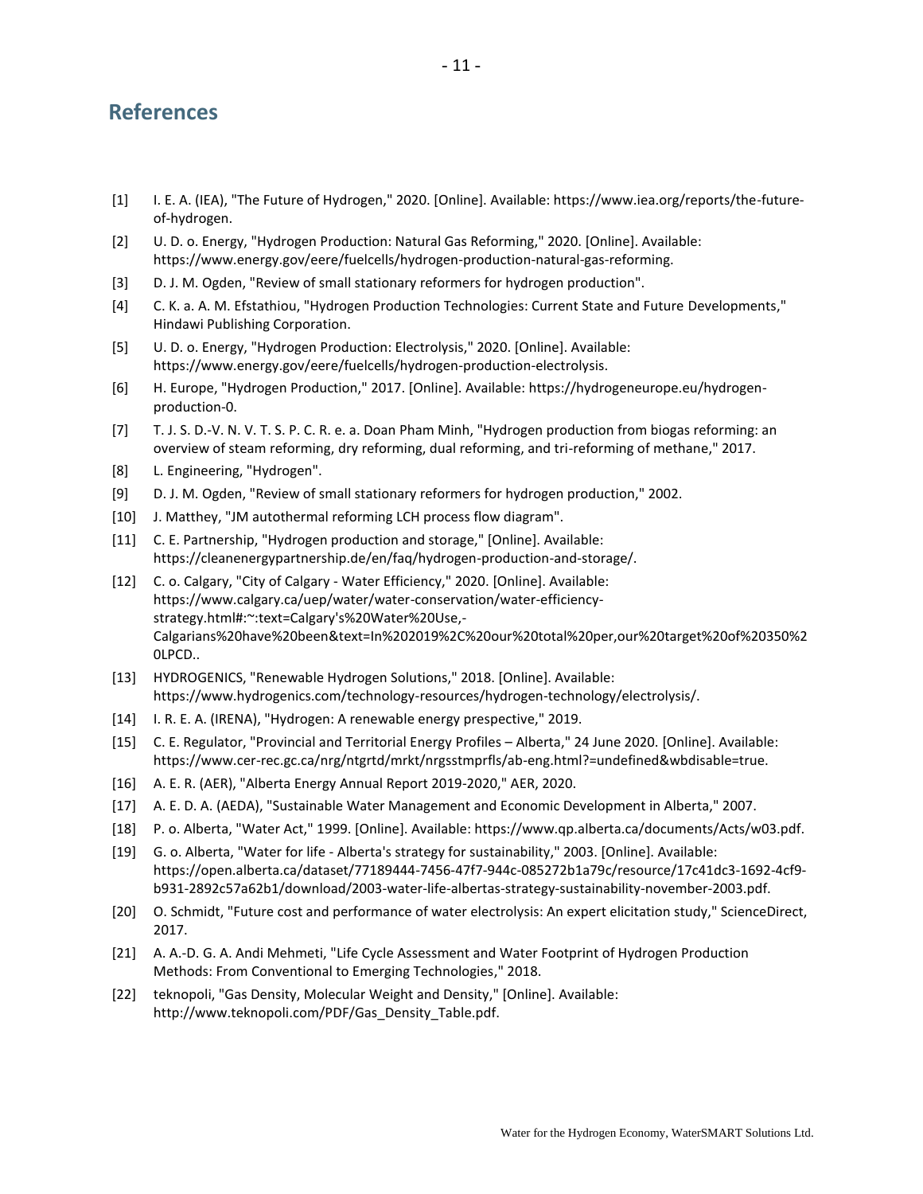## References

[1] I. E. A. (IEA), "The Future of Hydrogen," 2020. [Online]. Available: https://www.iea.org/reports/the-future-of-hydrogen.

[2] U. D. o. Energy, "Hydrogen Production: Natural Gas Reforming," 2020. [Online]. Available: https://www.energy.gov/eere/fuelcells/hydrogen-production-natural-gas-reforming.

[3] D. J. M. Ogden, "Review of small stationary reformers for hydrogen production".

[4] C. K. a. A. M. Efstathiou, "Hydrogen Production Technologies: Current State and Future Developments," Hindawi Publishing Corporation.

[5] U. D. o. Energy, "Hydrogen Production: Electrolysis," 2020. [Online]. Available: https://www.energy.gov/eere/fuelcells/hydrogen-production-electrolysis.

[6] H. Europe, "Hydrogen Production," 2017. [Online]. Available: https://hydrogeneurope.eu/hydrogen-production-0.

[7] T. J. S. D.-V. N. V. T. S. P. C. R. e. a. Doan Pham Minh, "Hydrogen production from biogas reforming: an overview of steam reforming, dry reforming, dual reforming, and tri-reforming of methane," 2017.

[8] L. Engineering, "Hydrogen".

[9] D. J. M. Ogden, "Review of small stationary reformers for hydrogen production," 2002.

[10] J. Matthey, "JM autothermal reforming LCH process flow diagram".

[11] C. E. Partnership, "Hydrogen production and storage," [Online]. Available: https://cleanenergypartnership.de/en/faq/hydrogen-production-and-storage/.

[12] C. o. Calgary, "City of Calgary - Water Efficiency," 2020. [Online]. Available: https://www.calgary.ca/uep/water/water-conservation/water-efficiency-strategy.html#:~:text=Calgary's%20Water%20Use,-Calgarians%20have%20been&text=In%202019%2C%20our%20total%20per,our%20target%20of%20350%20LPCD..

[13] HYDROGENICS, "Renewable Hydrogen Solutions," 2018. [Online]. Available: https://www.hydrogenics.com/technology-resources/hydrogen-technology/electrolysis/.

[14] I. R. E. A. (IRENA), "Hydrogen: A renewable energy prespective," 2019.

[15] C. E. Regulator, "Provincial and Territorial Energy Profiles – Alberta," 24 June 2020. [Online]. Available: https://www.cer-rec.gc.ca/nrg/ntgrtd/mrkt/nrgsstmprfls/ab-eng.html?=undefined&wbdisable=true.

[16] A. E. R. (AER), "Alberta Energy Annual Report 2019-2020," AER, 2020.

[17] A. E. D. A. (AEDA), "Sustainable Water Management and Economic Development in Alberta," 2007.

[18] P. o. Alberta, "Water Act," 1999. [Online]. Available: https://www.qp.alberta.ca/documents/Acts/w03.pdf.

[19] G. o. Alberta, "Water for life - Alberta's strategy for sustainability," 2003. [Online]. Available: https://open.alberta.ca/dataset/77189444-7456-47f7-944c-085272b1a79c/resource/17c41dc3-1692-4cf9-b931-2892c57a62b1/download/2003-water-life-albertas-strategy-sustainability-november-2003.pdf.

[20] O. Schmidt, "Future cost and performance of water electrolysis: An expert elicitation study," ScienceDirect, 2017.

[21] A. A.-D. G. A. Andi Mehmeti, "Life Cycle Assessment and Water Footprint of Hydrogen Production Methods: From Conventional to Emerging Technologies," 2018.

[22] teknopoli, "Gas Density, Molecular Weight and Density," [Online]. Available: http://www.teknopoli.com/PDF/Gas_Density_Table.pdf.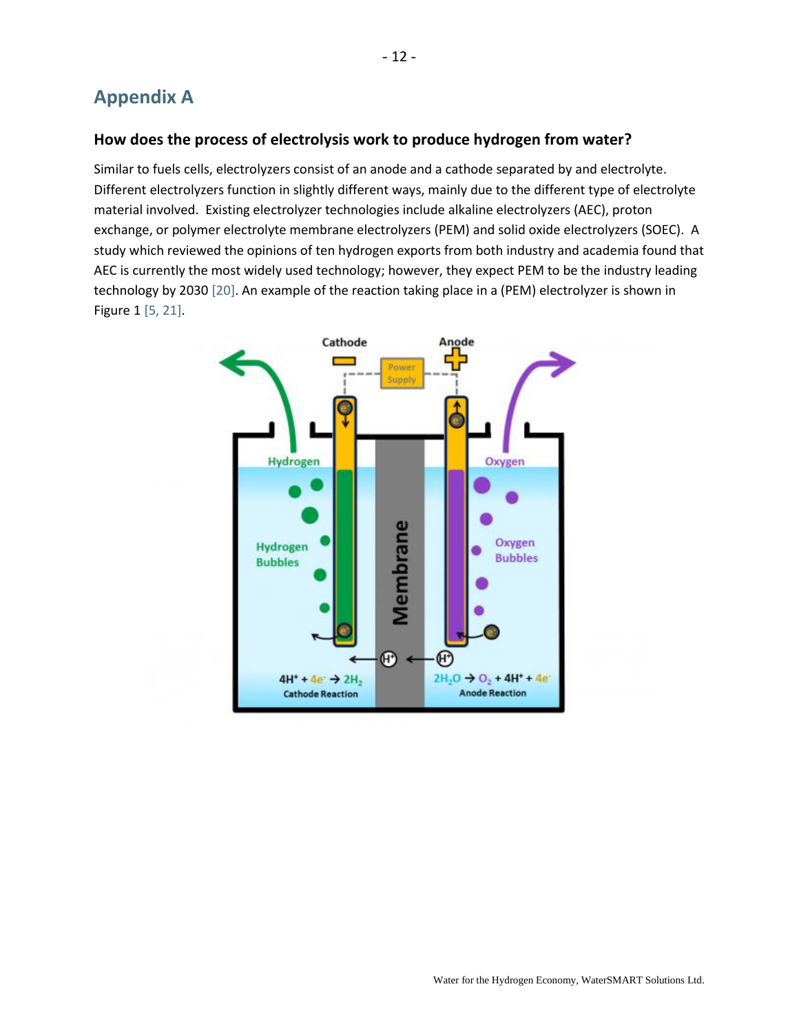# Appendix A

### How does the process of electrolysis work to produce hydrogen from water?

Similar to fuels cells, electrolyzers consist of an anode and a cathode separated by and electrolyte. Different electrolyzers function in slightly different ways, mainly due to the different type of electrolyte material involved. Existing electrolyzer technologies include alkaline electrolyzers (AEC), proton exchange, or polymer electrolyte membrane electrolyzers (PEM) and solid oxide electrolyzers (SOEC). A study which reviewed the opinions of ten hydrogen exports from both industry and academia found that AEC is currently the most widely used technology; however, they expect PEM to be the industry leading technology by 2030 [20]. An example of the reaction taking place in a (PEM) electrolyzer is shown in Figure 1 [5, 21].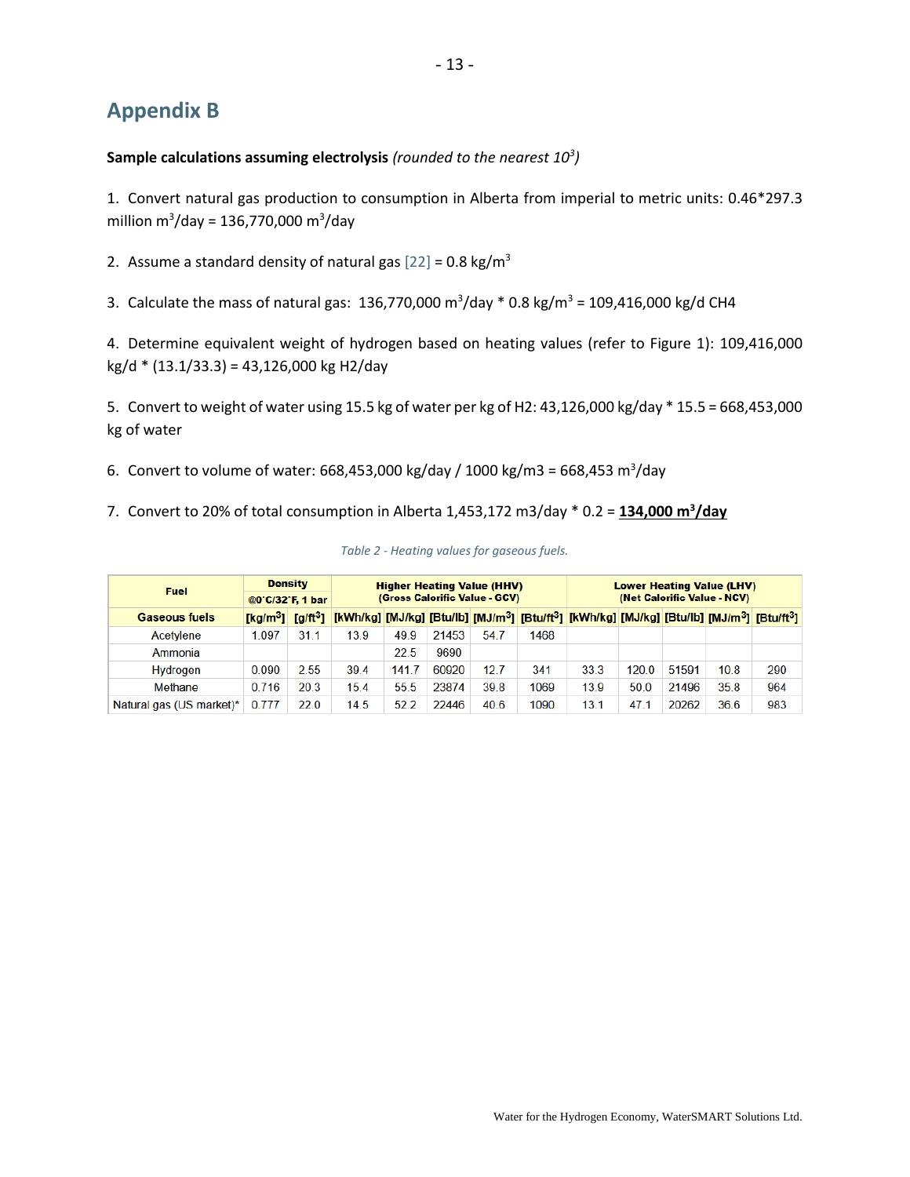# Appendix B

**Sample calculations assuming electrolysis** *(rounded to the nearest $10^3$)*

1. Convert natural gas production to consumption in Alberta from imperial to metric units: 0.46*297.3 million $m^3$/day = 136,770,000 $m^3$/day

2. Assume a standard density of natural gas [22] = 0.8 kg/$m^3$

3. Calculate the mass of natural gas: 136,770,000 $m^3$/day * 0.8 kg/$m^3$ = 109,416,000 kg/d $CH_4$

4. Determine equivalent weight of hydrogen based on heating values (refer to Figure 1): 109,416,000 kg/d * (13.1/33.3) = 43,126,000 kg $H_2$/day

5. Convert to weight of water using 15.5 kg of water per kg of $H_2$: 43,126,000 kg/day * 15.5 = 668,453,000 kg of water

6. Convert to volume of water: 668,453,000 kg/day / 1000 kg/m3 = 668,453 $m^3$/day

7. Convert to 20% of total consumption in Alberta 1,453,172 m3/day * 0.2 = **134,000 $m^3$/day**

*Table 2 - Heating values for gaseous fuels.*

| Fuel | Density @0°C/32°F, 1 bar | | Higher Heating Value (HHV) (Gross Calorific Value - GCV) | | | | | Lower Heating Value (LHV) (Net Calorific Value - NCV) | | | | |
|---|---|---|---|---|---|---|---|---|---|---|---|---|
| Gaseous fuels | [kg/m³] | [g/ft³] | [kWh/kg] | [MJ/kg] | [Btu/lb] | [MJ/m³] | [Btu/ft³] | [kWh/kg] | [MJ/kg] | [Btu/lb] | [MJ/m³] | [Btu/ft³] |
| Acetylene | 1.097 | 31.1 | 13.9 | 49.9 | 21453 | 54.7 | 1468 | | | | | |
| Ammonia | | | | 22.5 | 9690 | | | | | | | |
| Hydrogen | 0.090 | 2.55 | 39.4 | 141.7 | 60920 | 12.7 | 341 | 33.3 | 120.0 | 51591 | 10.8 | 290 |
| Methane | 0.716 | 20.3 | 15.4 | 55.5 | 23874 | 39.8 | 1069 | 13.9 | 50.0 | 21496 | 35.8 | 964 |
| Natural gas (US market)* | 0.777 | 22.0 | 14.5 | 52.2 | 22446 | 40.6 | 1090 | 13.1 | 47.1 | 20262 | 36.6 | 983 |